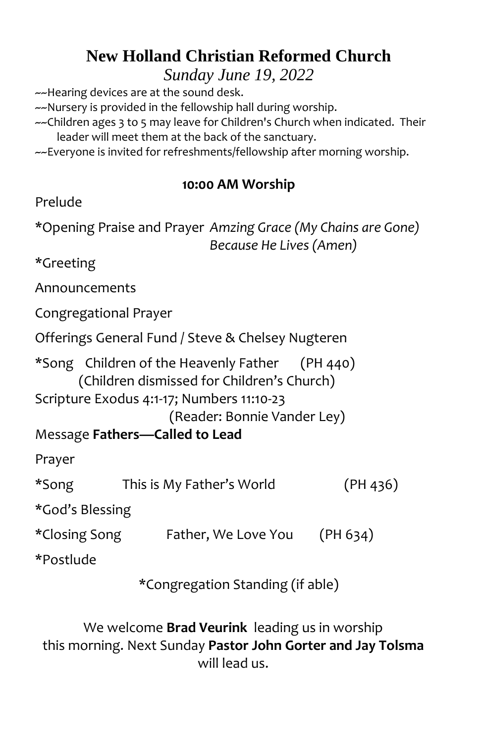# New Holland Christian Reformed Church

*Sunday June 19, 2022*

~~Hearing devices are at the sound desk.
~~Nursery is provided in the fellowship hall during worship.
~~Children ages 3 to 5 may leave for Children's Church when indicated. Their leader will meet them at the back of the sanctuary.
~~Everyone is invited for refreshments/fellowship after morning worship.

## 10:00 AM Worship

Prelude

*Opening Praise and Prayer *Amzing Grace (My Chains are Gone)*
*Because He Lives (Amen)*

*Greeting

Announcements

Congregational Prayer

Offerings General Fund / Steve & Chelsey Nugteren

*Song Children of the Heavenly Father (PH 440)
(Children dismissed for Children's Church)

Scripture Exodus 4:1-17; Numbers 11:10-23
(Reader: Bonnie Vander Ley)

Message **Fathers—Called to Lead**

Prayer

*Song This is My Father's World (PH 436)

*God's Blessing

*Closing Song Father, We Love You (PH 634)

*Postlude

*Congregation Standing (if able)

We welcome **Brad Veurink** leading us in worship this morning. Next Sunday **Pastor John Gorter and Jay Tolsma** will lead us.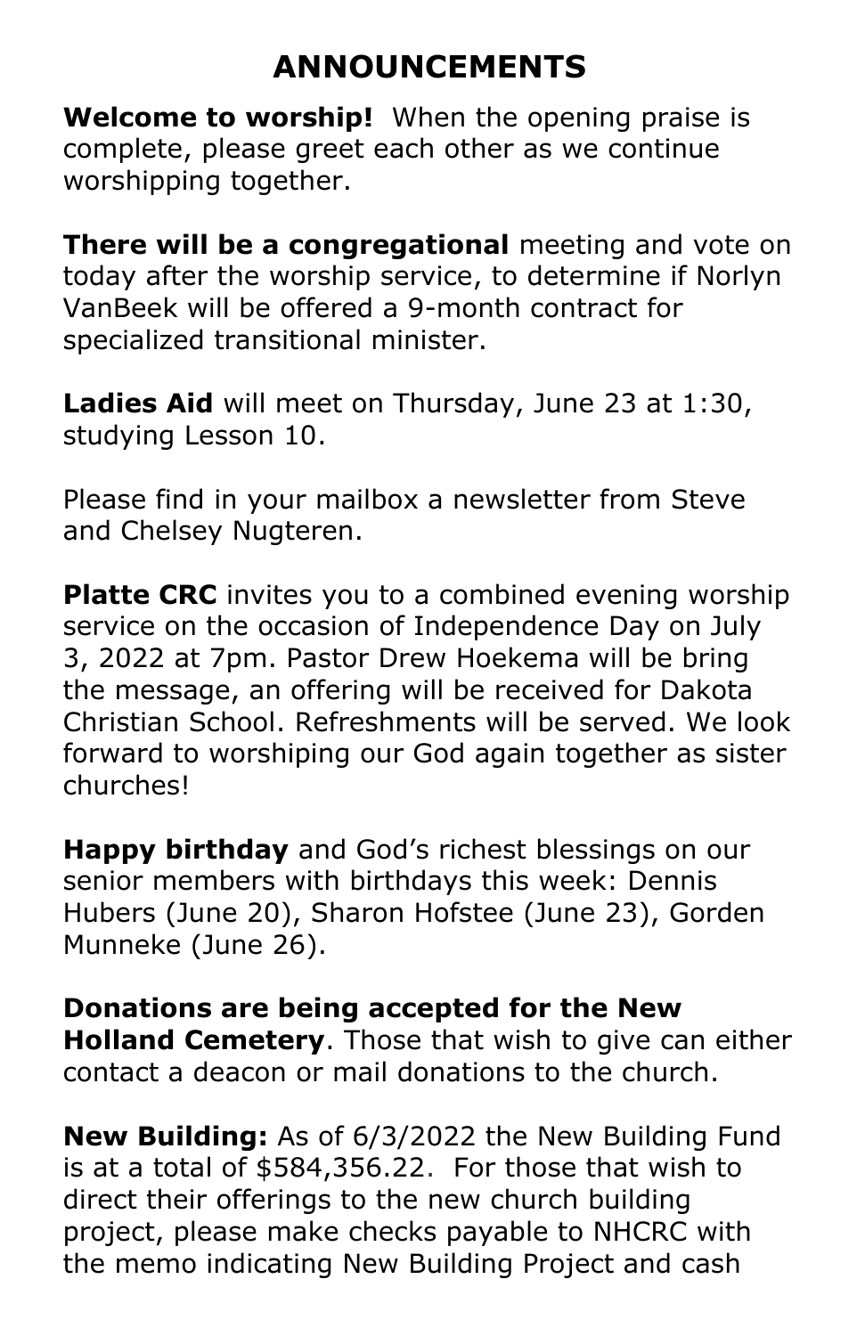# ANNOUNCEMENTS

**Welcome to worship!** When the opening praise is complete, please greet each other as we continue worshipping together.

**There will be a congregational** meeting and vote on today after the worship service, to determine if Norlyn VanBeek will be offered a 9-month contract for specialized transitional minister.

**Ladies Aid** will meet on Thursday, June 23 at 1:30, studying Lesson 10.

Please find in your mailbox a newsletter from Steve and Chelsey Nugteren.

**Platte CRC** invites you to a combined evening worship service on the occasion of Independence Day on July 3, 2022 at 7pm. Pastor Drew Hoekema will be bring the message, an offering will be received for Dakota Christian School. Refreshments will be served. We look forward to worshiping our God again together as sister churches!

**Happy birthday** and God's richest blessings on our senior members with birthdays this week: Dennis Hubers (June 20), Sharon Hofstee (June 23), Gorden Munneke (June 26).

**Donations are being accepted for the New Holland Cemetery**. Those that wish to give can either contact a deacon or mail donations to the church.

**New Building:** As of 6/3/2022 the New Building Fund is at a total of $584,356.22. For those that wish to direct their offerings to the new church building project, please make checks payable to NHCRC with the memo indicating New Building Project and cash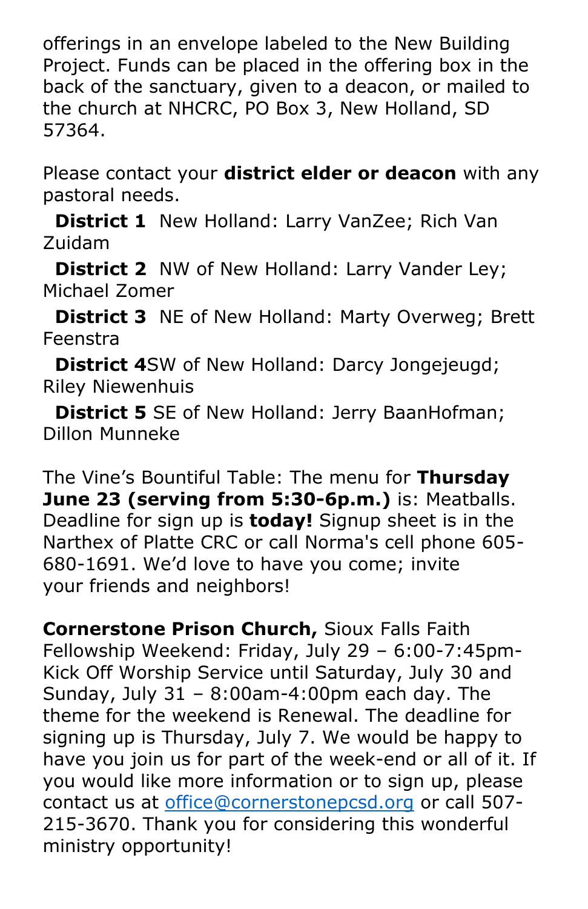offerings in an envelope labeled to the New Building Project. Funds can be placed in the offering box in the back of the sanctuary, given to a deacon, or mailed to the church at NHCRC, PO Box 3, New Holland, SD 57364.

Please contact your **district elder or deacon** with any pastoral needs.

**District 1** New Holland: Larry VanZee; Rich Van Zuidam

**District 2** NW of New Holland: Larry Vander Ley; Michael Zomer

**District 3** NE of New Holland: Marty Overweg; Brett Feenstra

**District 4**SW of New Holland: Darcy Jongejeugd; Riley Niewenhuis

**District 5** SE of New Holland: Jerry BaanHofman; Dillon Munneke

The Vine's Bountiful Table: The menu for **Thursday June 23 (serving from 5:30-6p.m.)** is: Meatballs. Deadline for sign up is **today!** Signup sheet is in the Narthex of Platte CRC or call Norma's cell phone 605-680-1691. We'd love to have you come; invite your friends and neighbors!

**Cornerstone Prison Church,** Sioux Falls Faith Fellowship Weekend: Friday, July 29 – 6:00-7:45pm-Kick Off Worship Service until Saturday, July 30 and Sunday, July 31 – 8:00am-4:00pm each day. The theme for the weekend is Renewal. The deadline for signing up is Thursday, July 7. We would be happy to have you join us for part of the week-end or all of it. If you would like more information or to sign up, please contact us at office@cornerstonepcsd.org or call 507-215-3670. Thank you for considering this wonderful ministry opportunity!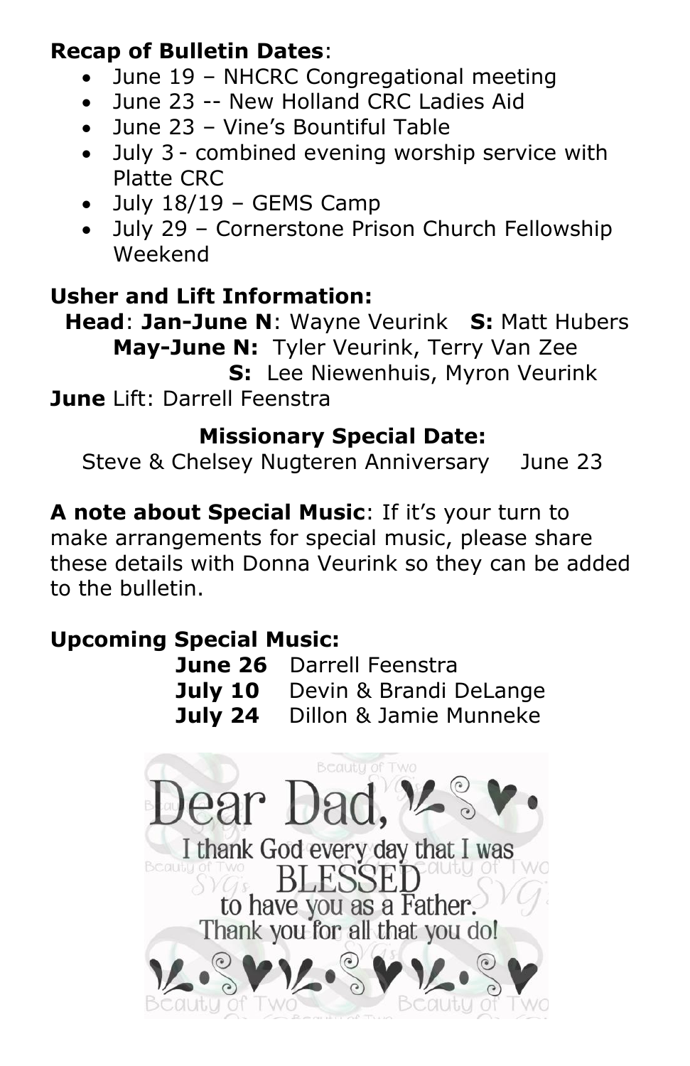**Recap of Bulletin Dates**:

- June 19 – NHCRC Congregational meeting
- June 23 -- New Holland CRC Ladies Aid
- June 23 – Vine's Bountiful Table
- July 3 - combined evening worship service with Platte CRC
- July 18/19 – GEMS Camp
- July 29 – Cornerstone Prison Church Fellowship Weekend

**Usher and Lift Information:**

**Head**: **Jan-June N**: Wayne Veurink **S:** Matt Hubers
**May-June N:** Tyler Veurink, Terry Van Zee
**S:** Lee Niewenhuis, Myron Veurink
**June** Lift: Darrell Feenstra

**Missionary Special Date:**

Steve & Chelsey Nugteren Anniversary June 23

**A note about Special Music**: If it's your turn to make arrangements for special music, please share these details with Donna Veurink so they can be added to the bulletin.

**Upcoming Special Music:**

**June 26** Darrell Feenstra
**July 10** Devin & Brandi DeLange
**July 24** Dillon & Jamie Munneke

Dear Dad,
I thank God every day that I was BLESSED to have you as a Father.
Thank you for all that you do!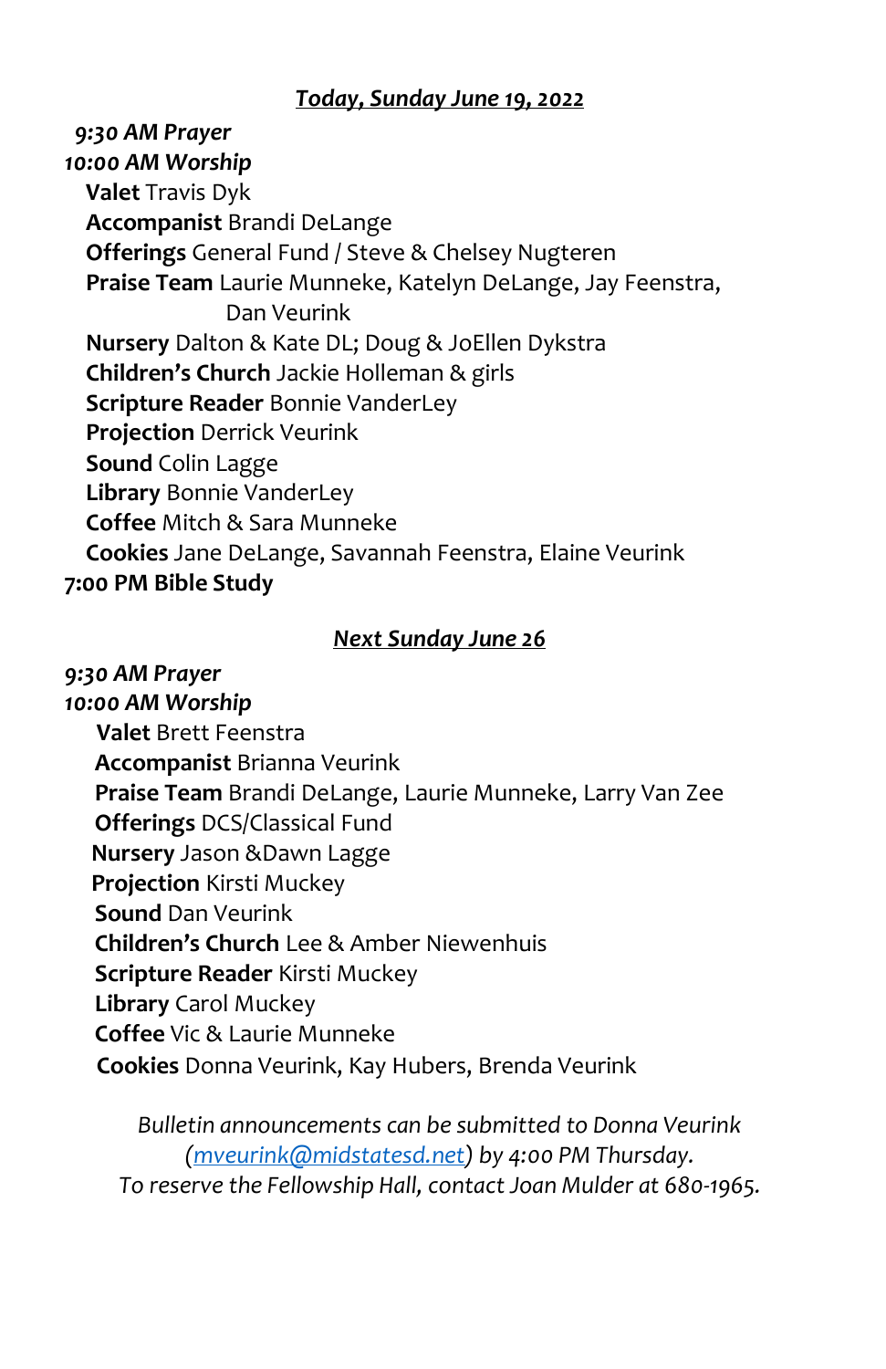***Today, Sunday June 19, 2022***

*9:30 AM Prayer*

*10:00 AM Worship*

**Valet** Travis Dyk
**Accompanist** Brandi DeLange
**Offerings** General Fund / Steve & Chelsey Nugteren
**Praise Team** Laurie Munneke, Katelyn DeLange, Jay Feenstra, Dan Veurink
**Nursery** Dalton & Kate DL; Doug & JoEllen Dykstra
**Children's Church** Jackie Holleman & girls
**Scripture Reader** Bonnie VanderLey
**Projection** Derrick Veurink
**Sound** Colin Lagge
**Library** Bonnie VanderLey
**Coffee** Mitch & Sara Munneke
**Cookies** Jane DeLange, Savannah Feenstra, Elaine Veurink

**7:00 PM Bible Study**

***Next Sunday June 26***

*9:30 AM Prayer*

*10:00 AM Worship*

**Valet** Brett Feenstra
**Accompanist** Brianna Veurink
**Praise Team** Brandi DeLange, Laurie Munneke, Larry Van Zee
**Offerings** DCS/Classical Fund
**Nursery** Jason &Dawn Lagge
**Projection** Kirsti Muckey
**Sound** Dan Veurink
**Children's Church** Lee & Amber Niewenhuis
**Scripture Reader** Kirsti Muckey
**Library** Carol Muckey
**Coffee** Vic & Laurie Munneke
**Cookies** Donna Veurink, Kay Hubers, Brenda Veurink

*Bulletin announcements can be submitted to Donna Veurink (mveurink@midstatesd.net) by 4:00 PM Thursday.*
*To reserve the Fellowship Hall, contact Joan Mulder at 680-1965.*